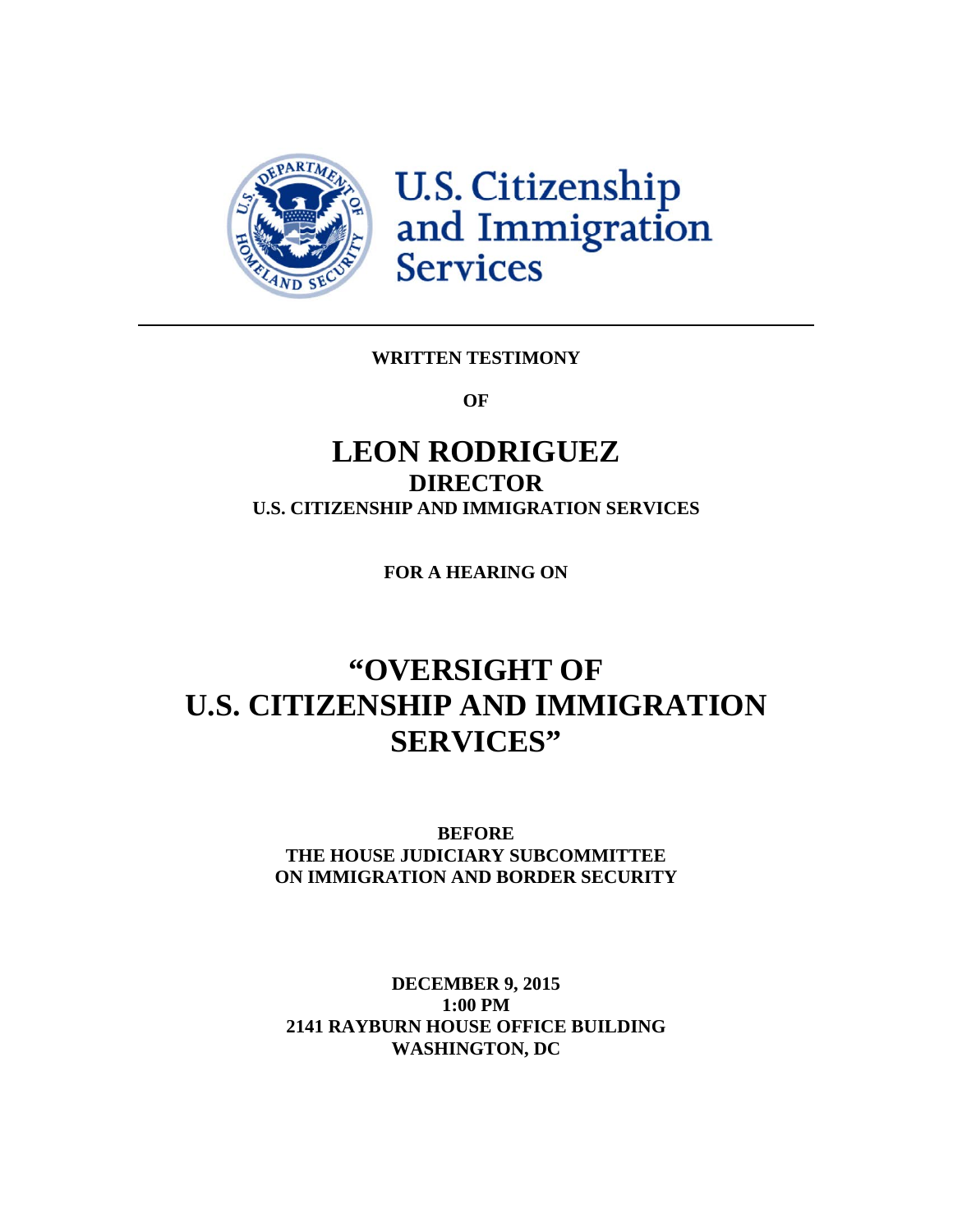U.S. Citizenship and Immigration Services

---

**WRITTEN TESTIMONY**

**OF**

# LEON RODRIGUEZ

## DIRECTOR

**U.S. CITIZENSHIP AND IMMIGRATION SERVICES**

**FOR A HEARING ON**

# "OVERSIGHT OF U.S. CITIZENSHIP AND IMMIGRATION SERVICES"

**BEFORE**
**THE HOUSE JUDICIARY SUBCOMMITTEE**
**ON IMMIGRATION AND BORDER SECURITY**

**DECEMBER 9, 2015**
**1:00 PM**
**2141 RAYBURN HOUSE OFFICE BUILDING**
**WASHINGTON, DC**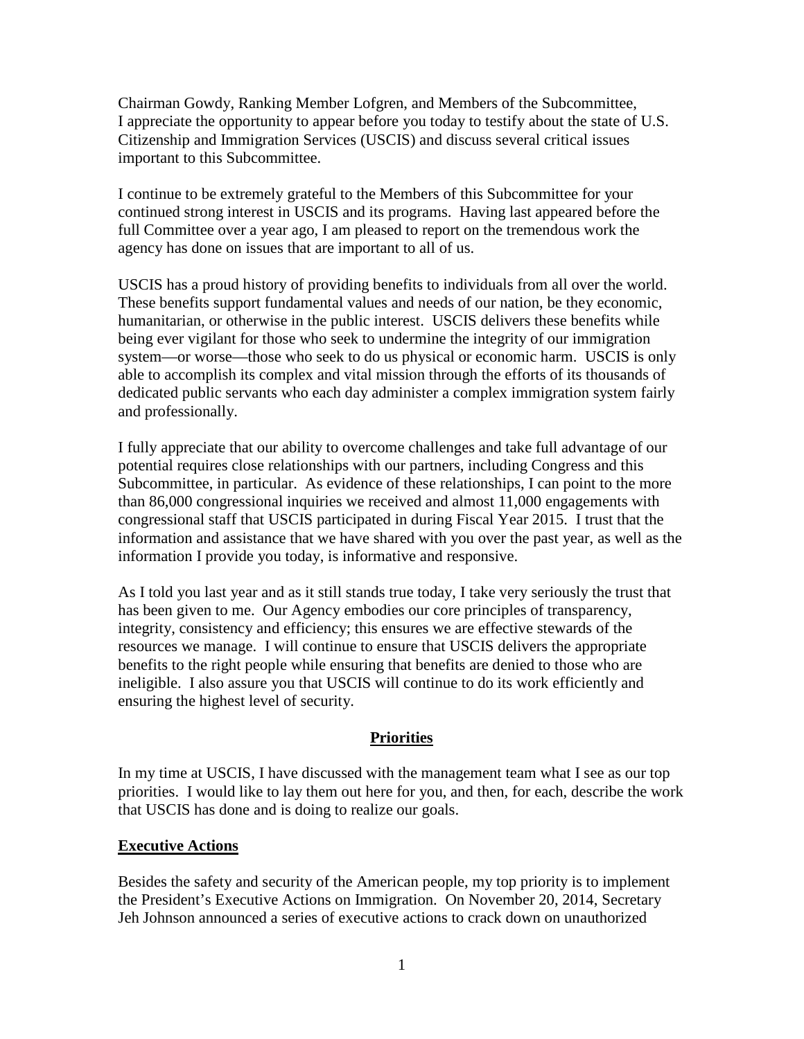Chairman Gowdy, Ranking Member Lofgren, and Members of the Subcommittee, I appreciate the opportunity to appear before you today to testify about the state of U.S. Citizenship and Immigration Services (USCIS) and discuss several critical issues important to this Subcommittee.

I continue to be extremely grateful to the Members of this Subcommittee for your continued strong interest in USCIS and its programs. Having last appeared before the full Committee over a year ago, I am pleased to report on the tremendous work the agency has done on issues that are important to all of us.

USCIS has a proud history of providing benefits to individuals from all over the world. These benefits support fundamental values and needs of our nation, be they economic, humanitarian, or otherwise in the public interest. USCIS delivers these benefits while being ever vigilant for those who seek to undermine the integrity of our immigration system—or worse—those who seek to do us physical or economic harm. USCIS is only able to accomplish its complex and vital mission through the efforts of its thousands of dedicated public servants who each day administer a complex immigration system fairly and professionally.

I fully appreciate that our ability to overcome challenges and take full advantage of our potential requires close relationships with our partners, including Congress and this Subcommittee, in particular. As evidence of these relationships, I can point to the more than 86,000 congressional inquiries we received and almost 11,000 engagements with congressional staff that USCIS participated in during Fiscal Year 2015. I trust that the information and assistance that we have shared with you over the past year, as well as the information I provide you today, is informative and responsive.

As I told you last year and as it still stands true today, I take very seriously the trust that has been given to me. Our Agency embodies our core principles of transparency, integrity, consistency and efficiency; this ensures we are effective stewards of the resources we manage. I will continue to ensure that USCIS delivers the appropriate benefits to the right people while ensuring that benefits are denied to those who are ineligible. I also assure you that USCIS will continue to do its work efficiently and ensuring the highest level of security.

## Priorities

In my time at USCIS, I have discussed with the management team what I see as our top priorities. I would like to lay them out here for you, and then, for each, describe the work that USCIS has done and is doing to realize our goals.

### Executive Actions

Besides the safety and security of the American people, my top priority is to implement the President's Executive Actions on Immigration. On November 20, 2014, Secretary Jeh Johnson announced a series of executive actions to crack down on unauthorized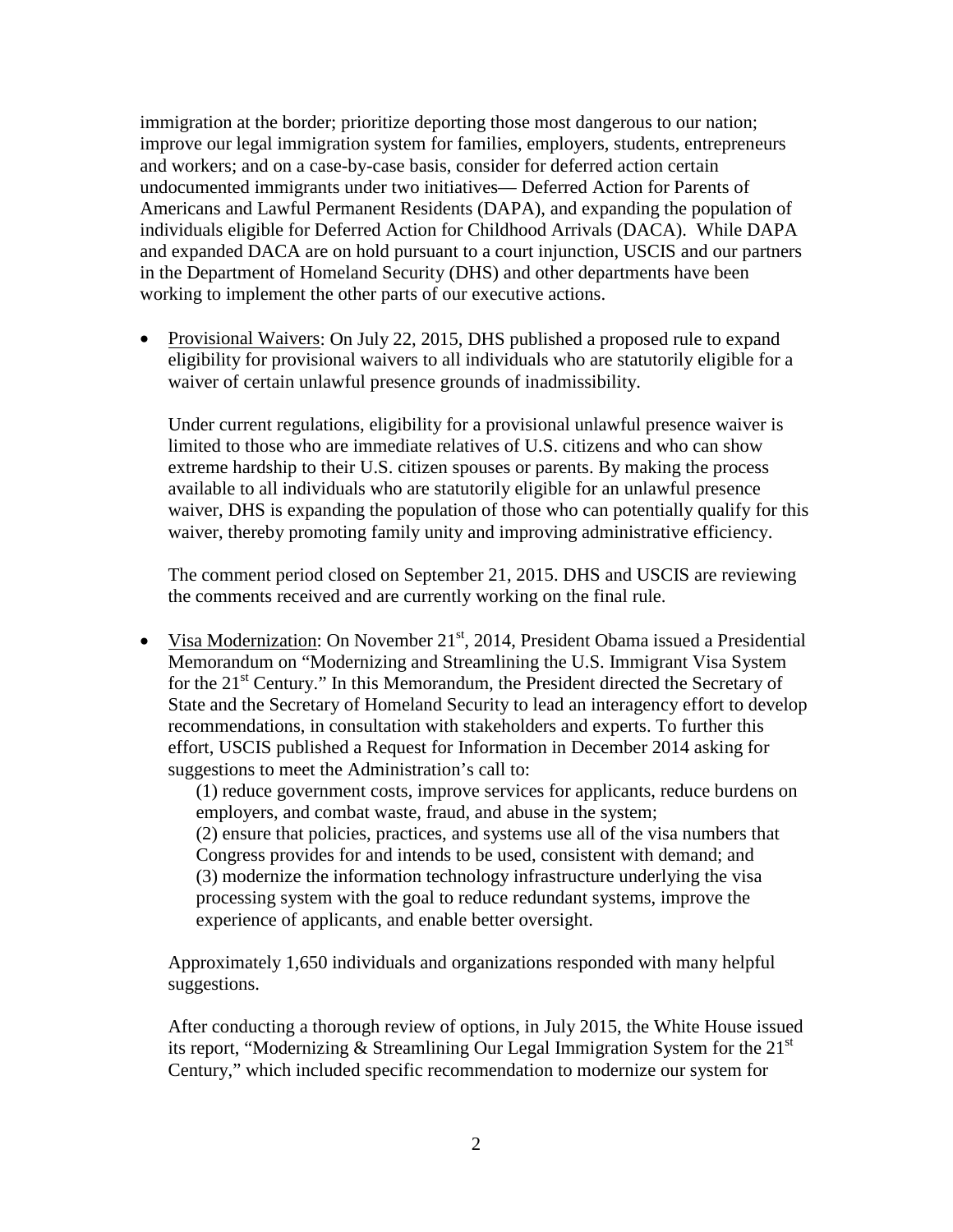immigration at the border; prioritize deporting those most dangerous to our nation; improve our legal immigration system for families, employers, students, entrepreneurs and workers; and on a case-by-case basis, consider for deferred action certain undocumented immigrants under two initiatives— Deferred Action for Parents of Americans and Lawful Permanent Residents (DAPA), and expanding the population of individuals eligible for Deferred Action for Childhood Arrivals (DACA). While DAPA and expanded DACA are on hold pursuant to a court injunction, USCIS and our partners in the Department of Homeland Security (DHS) and other departments have been working to implement the other parts of our executive actions.

- Provisional Waivers: On July 22, 2015, DHS published a proposed rule to expand eligibility for provisional waivers to all individuals who are statutorily eligible for a waiver of certain unlawful presence grounds of inadmissibility.

  Under current regulations, eligibility for a provisional unlawful presence waiver is limited to those who are immediate relatives of U.S. citizens and who can show extreme hardship to their U.S. citizen spouses or parents. By making the process available to all individuals who are statutorily eligible for an unlawful presence waiver, DHS is expanding the population of those who can potentially qualify for this waiver, thereby promoting family unity and improving administrative efficiency.

  The comment period closed on September 21, 2015. DHS and USCIS are reviewing the comments received and are currently working on the final rule.

- Visa Modernization: On November 21st, 2014, President Obama issued a Presidential Memorandum on "Modernizing and Streamlining the U.S. Immigrant Visa System for the 21st Century." In this Memorandum, the President directed the Secretary of State and the Secretary of Homeland Security to lead an interagency effort to develop recommendations, in consultation with stakeholders and experts. To further this effort, USCIS published a Request for Information in December 2014 asking for suggestions to meet the Administration's call to:

  (1) reduce government costs, improve services for applicants, reduce burdens on employers, and combat waste, fraud, and abuse in the system;
  (2) ensure that policies, practices, and systems use all of the visa numbers that Congress provides for and intends to be used, consistent with demand; and
  (3) modernize the information technology infrastructure underlying the visa processing system with the goal to reduce redundant systems, improve the experience of applicants, and enable better oversight.

  Approximately 1,650 individuals and organizations responded with many helpful suggestions.

  After conducting a thorough review of options, in July 2015, the White House issued its report, "Modernizing & Streamlining Our Legal Immigration System for the 21st Century," which included specific recommendation to modernize our system for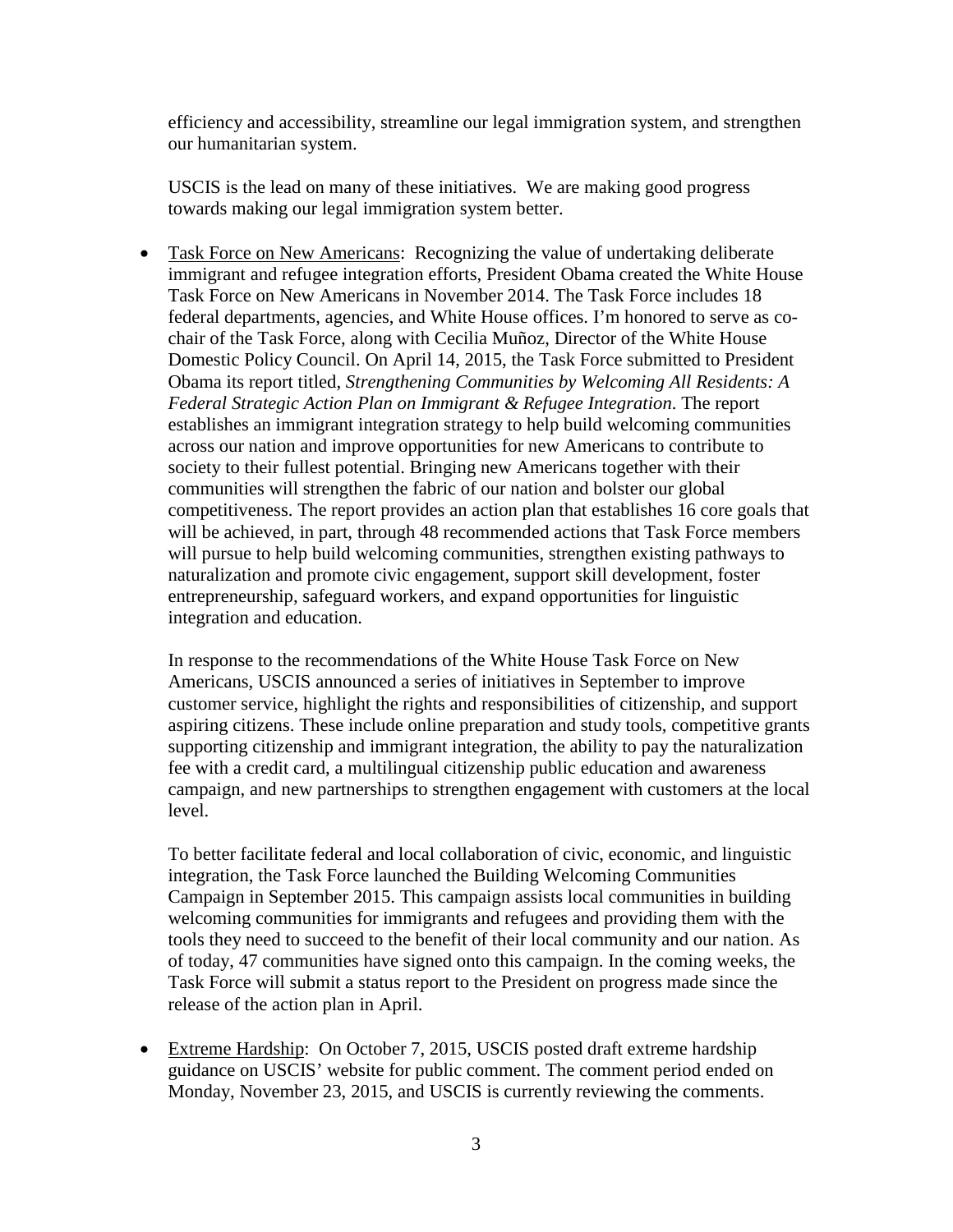efficiency and accessibility, streamline our legal immigration system, and strengthen our humanitarian system.

USCIS is the lead on many of these initiatives. We are making good progress towards making our legal immigration system better.

- Task Force on New Americans: Recognizing the value of undertaking deliberate immigrant and refugee integration efforts, President Obama created the White House Task Force on New Americans in November 2014. The Task Force includes 18 federal departments, agencies, and White House offices. I'm honored to serve as co-chair of the Task Force, along with Cecilia Muñoz, Director of the White House Domestic Policy Council. On April 14, 2015, the Task Force submitted to President Obama its report titled, *Strengthening Communities by Welcoming All Residents: A Federal Strategic Action Plan on Immigrant & Refugee Integration*. The report establishes an immigrant integration strategy to help build welcoming communities across our nation and improve opportunities for new Americans to contribute to society to their fullest potential. Bringing new Americans together with their communities will strengthen the fabric of our nation and bolster our global competitiveness. The report provides an action plan that establishes 16 core goals that will be achieved, in part, through 48 recommended actions that Task Force members will pursue to help build welcoming communities, strengthen existing pathways to naturalization and promote civic engagement, support skill development, foster entrepreneurship, safeguard workers, and expand opportunities for linguistic integration and education.

  In response to the recommendations of the White House Task Force on New Americans, USCIS announced a series of initiatives in September to improve customer service, highlight the rights and responsibilities of citizenship, and support aspiring citizens. These include online preparation and study tools, competitive grants supporting citizenship and immigrant integration, the ability to pay the naturalization fee with a credit card, a multilingual citizenship public education and awareness campaign, and new partnerships to strengthen engagement with customers at the local level.

  To better facilitate federal and local collaboration of civic, economic, and linguistic integration, the Task Force launched the Building Welcoming Communities Campaign in September 2015. This campaign assists local communities in building welcoming communities for immigrants and refugees and providing them with the tools they need to succeed to the benefit of their local community and our nation. As of today, 47 communities have signed onto this campaign. In the coming weeks, the Task Force will submit a status report to the President on progress made since the release of the action plan in April.

- Extreme Hardship: On October 7, 2015, USCIS posted draft extreme hardship guidance on USCIS' website for public comment. The comment period ended on Monday, November 23, 2015, and USCIS is currently reviewing the comments.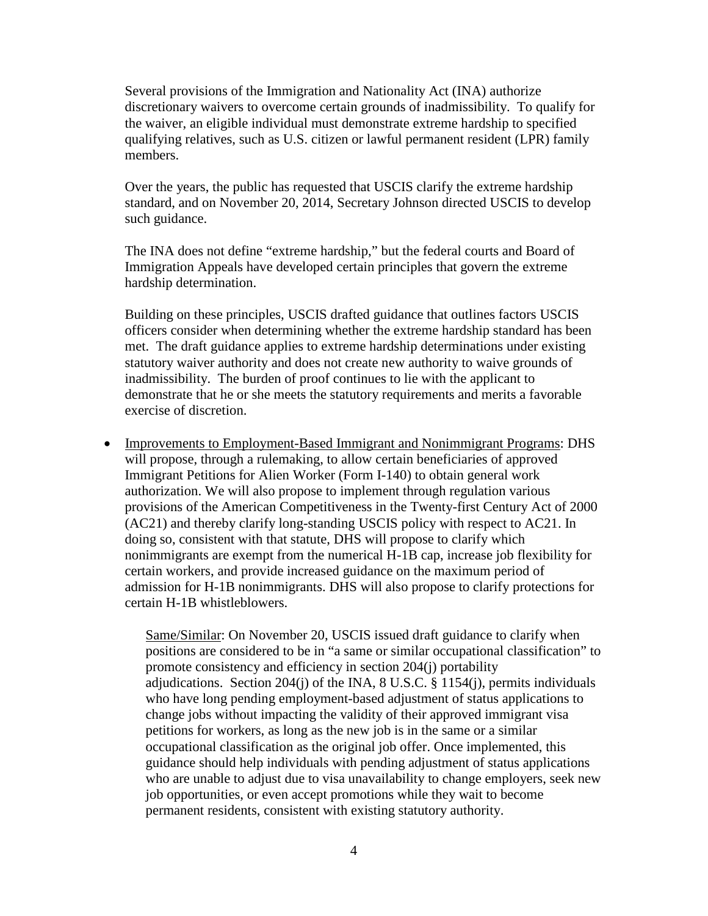Several provisions of the Immigration and Nationality Act (INA) authorize discretionary waivers to overcome certain grounds of inadmissibility. To qualify for the waiver, an eligible individual must demonstrate extreme hardship to specified qualifying relatives, such as U.S. citizen or lawful permanent resident (LPR) family members.

Over the years, the public has requested that USCIS clarify the extreme hardship standard, and on November 20, 2014, Secretary Johnson directed USCIS to develop such guidance.

The INA does not define "extreme hardship," but the federal courts and Board of Immigration Appeals have developed certain principles that govern the extreme hardship determination.

Building on these principles, USCIS drafted guidance that outlines factors USCIS officers consider when determining whether the extreme hardship standard has been met. The draft guidance applies to extreme hardship determinations under existing statutory waiver authority and does not create new authority to waive grounds of inadmissibility. The burden of proof continues to lie with the applicant to demonstrate that he or she meets the statutory requirements and merits a favorable exercise of discretion.

- Improvements to Employment-Based Immigrant and Nonimmigrant Programs: DHS will propose, through a rulemaking, to allow certain beneficiaries of approved Immigrant Petitions for Alien Worker (Form I-140) to obtain general work authorization. We will also propose to implement through regulation various provisions of the American Competitiveness in the Twenty-first Century Act of 2000 (AC21) and thereby clarify long-standing USCIS policy with respect to AC21. In doing so, consistent with that statute, DHS will propose to clarify which nonimmigrants are exempt from the numerical H-1B cap, increase job flexibility for certain workers, and provide increased guidance on the maximum period of admission for H-1B nonimmigrants. DHS will also propose to clarify protections for certain H-1B whistleblowers.

  Same/Similar: On November 20, USCIS issued draft guidance to clarify when positions are considered to be in "a same or similar occupational classification" to promote consistency and efficiency in section 204(j) portability adjudications. Section 204(j) of the INA, 8 U.S.C. § 1154(j), permits individuals who have long pending employment-based adjustment of status applications to change jobs without impacting the validity of their approved immigrant visa petitions for workers, as long as the new job is in the same or a similar occupational classification as the original job offer. Once implemented, this guidance should help individuals with pending adjustment of status applications who are unable to adjust due to visa unavailability to change employers, seek new job opportunities, or even accept promotions while they wait to become permanent residents, consistent with existing statutory authority.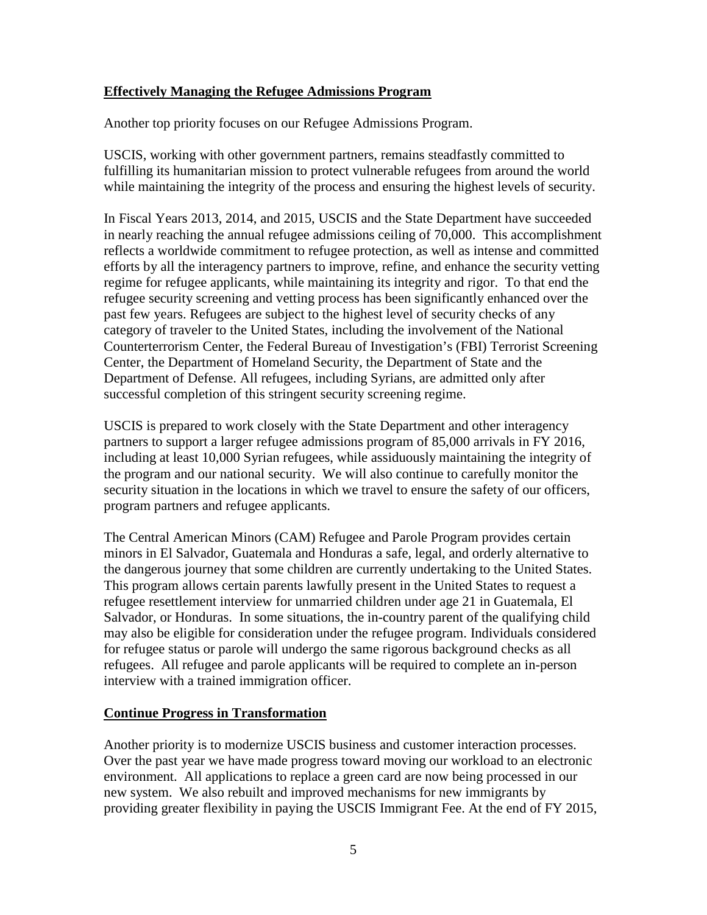**Effectively Managing the Refugee Admissions Program**

Another top priority focuses on our Refugee Admissions Program.

USCIS, working with other government partners, remains steadfastly committed to fulfilling its humanitarian mission to protect vulnerable refugees from around the world while maintaining the integrity of the process and ensuring the highest levels of security.

In Fiscal Years 2013, 2014, and 2015, USCIS and the State Department have succeeded in nearly reaching the annual refugee admissions ceiling of 70,000. This accomplishment reflects a worldwide commitment to refugee protection, as well as intense and committed efforts by all the interagency partners to improve, refine, and enhance the security vetting regime for refugee applicants, while maintaining its integrity and rigor. To that end the refugee security screening and vetting process has been significantly enhanced over the past few years. Refugees are subject to the highest level of security checks of any category of traveler to the United States, including the involvement of the National Counterterrorism Center, the Federal Bureau of Investigation's (FBI) Terrorist Screening Center, the Department of Homeland Security, the Department of State and the Department of Defense. All refugees, including Syrians, are admitted only after successful completion of this stringent security screening regime.

USCIS is prepared to work closely with the State Department and other interagency partners to support a larger refugee admissions program of 85,000 arrivals in FY 2016, including at least 10,000 Syrian refugees, while assiduously maintaining the integrity of the program and our national security. We will also continue to carefully monitor the security situation in the locations in which we travel to ensure the safety of our officers, program partners and refugee applicants.

The Central American Minors (CAM) Refugee and Parole Program provides certain minors in El Salvador, Guatemala and Honduras a safe, legal, and orderly alternative to the dangerous journey that some children are currently undertaking to the United States. This program allows certain parents lawfully present in the United States to request a refugee resettlement interview for unmarried children under age 21 in Guatemala, El Salvador, or Honduras. In some situations, the in-country parent of the qualifying child may also be eligible for consideration under the refugee program. Individuals considered for refugee status or parole will undergo the same rigorous background checks as all refugees. All refugee and parole applicants will be required to complete an in-person interview with a trained immigration officer.

**Continue Progress in Transformation**

Another priority is to modernize USCIS business and customer interaction processes. Over the past year we have made progress toward moving our workload to an electronic environment. All applications to replace a green card are now being processed in our new system. We also rebuilt and improved mechanisms for new immigrants by providing greater flexibility in paying the USCIS Immigrant Fee. At the end of FY 2015,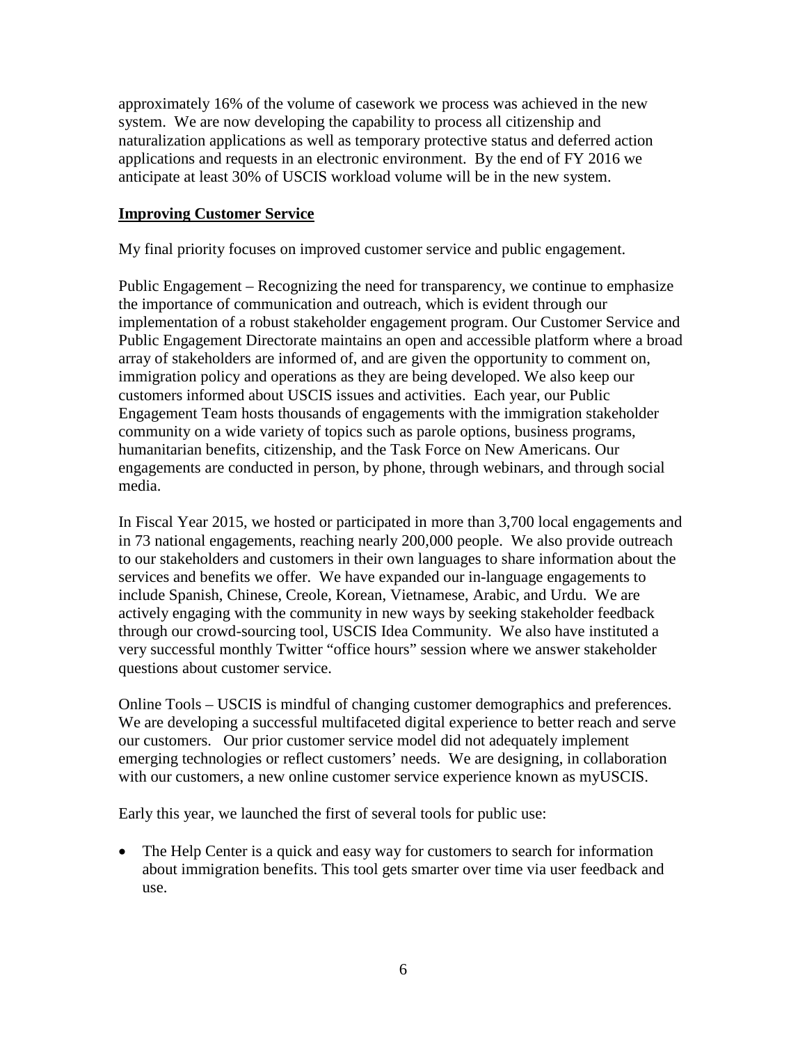approximately 16% of the volume of casework we process was achieved in the new system. We are now developing the capability to process all citizenship and naturalization applications as well as temporary protective status and deferred action applications and requests in an electronic environment. By the end of FY 2016 we anticipate at least 30% of USCIS workload volume will be in the new system.

**Improving Customer Service**

My final priority focuses on improved customer service and public engagement.

Public Engagement – Recognizing the need for transparency, we continue to emphasize the importance of communication and outreach, which is evident through our implementation of a robust stakeholder engagement program. Our Customer Service and Public Engagement Directorate maintains an open and accessible platform where a broad array of stakeholders are informed of, and are given the opportunity to comment on, immigration policy and operations as they are being developed. We also keep our customers informed about USCIS issues and activities. Each year, our Public Engagement Team hosts thousands of engagements with the immigration stakeholder community on a wide variety of topics such as parole options, business programs, humanitarian benefits, citizenship, and the Task Force on New Americans. Our engagements are conducted in person, by phone, through webinars, and through social media.

In Fiscal Year 2015, we hosted or participated in more than 3,700 local engagements and in 73 national engagements, reaching nearly 200,000 people. We also provide outreach to our stakeholders and customers in their own languages to share information about the services and benefits we offer. We have expanded our in-language engagements to include Spanish, Chinese, Creole, Korean, Vietnamese, Arabic, and Urdu. We are actively engaging with the community in new ways by seeking stakeholder feedback through our crowd-sourcing tool, USCIS Idea Community. We also have instituted a very successful monthly Twitter "office hours" session where we answer stakeholder questions about customer service.

Online Tools – USCIS is mindful of changing customer demographics and preferences. We are developing a successful multifaceted digital experience to better reach and serve our customers. Our prior customer service model did not adequately implement emerging technologies or reflect customers' needs. We are designing, in collaboration with our customers, a new online customer service experience known as myUSCIS.

Early this year, we launched the first of several tools for public use:

- The Help Center is a quick and easy way for customers to search for information about immigration benefits. This tool gets smarter over time via user feedback and use.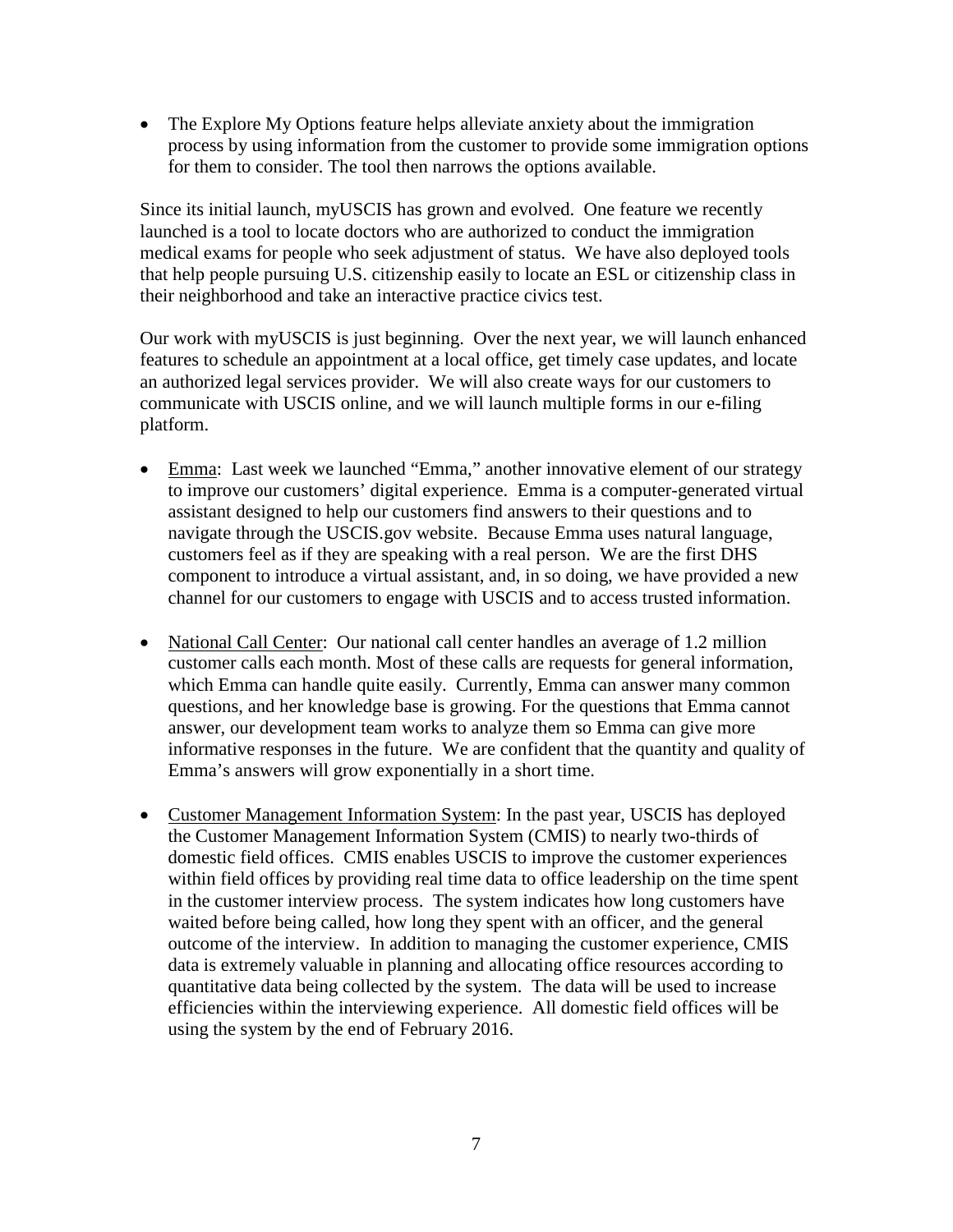- The Explore My Options feature helps alleviate anxiety about the immigration process by using information from the customer to provide some immigration options for them to consider. The tool then narrows the options available.

Since its initial launch, myUSCIS has grown and evolved. One feature we recently launched is a tool to locate doctors who are authorized to conduct the immigration medical exams for people who seek adjustment of status. We have also deployed tools that help people pursuing U.S. citizenship easily to locate an ESL or citizenship class in their neighborhood and take an interactive practice civics test.

Our work with myUSCIS is just beginning. Over the next year, we will launch enhanced features to schedule an appointment at a local office, get timely case updates, and locate an authorized legal services provider. We will also create ways for our customers to communicate with USCIS online, and we will launch multiple forms in our e-filing platform.

- <u>Emma</u>: Last week we launched "Emma," another innovative element of our strategy to improve our customers' digital experience. Emma is a computer-generated virtual assistant designed to help our customers find answers to their questions and to navigate through the USCIS.gov website. Because Emma uses natural language, customers feel as if they are speaking with a real person. We are the first DHS component to introduce a virtual assistant, and, in so doing, we have provided a new channel for our customers to engage with USCIS and to access trusted information.

- <u>National Call Center</u>: Our national call center handles an average of 1.2 million customer calls each month. Most of these calls are requests for general information, which Emma can handle quite easily. Currently, Emma can answer many common questions, and her knowledge base is growing. For the questions that Emma cannot answer, our development team works to analyze them so Emma can give more informative responses in the future. We are confident that the quantity and quality of Emma's answers will grow exponentially in a short time.

- <u>Customer Management Information System</u>: In the past year, USCIS has deployed the Customer Management Information System (CMIS) to nearly two-thirds of domestic field offices. CMIS enables USCIS to improve the customer experiences within field offices by providing real time data to office leadership on the time spent in the customer interview process. The system indicates how long customers have waited before being called, how long they spent with an officer, and the general outcome of the interview. In addition to managing the customer experience, CMIS data is extremely valuable in planning and allocating office resources according to quantitative data being collected by the system. The data will be used to increase efficiencies within the interviewing experience. All domestic field offices will be using the system by the end of February 2016.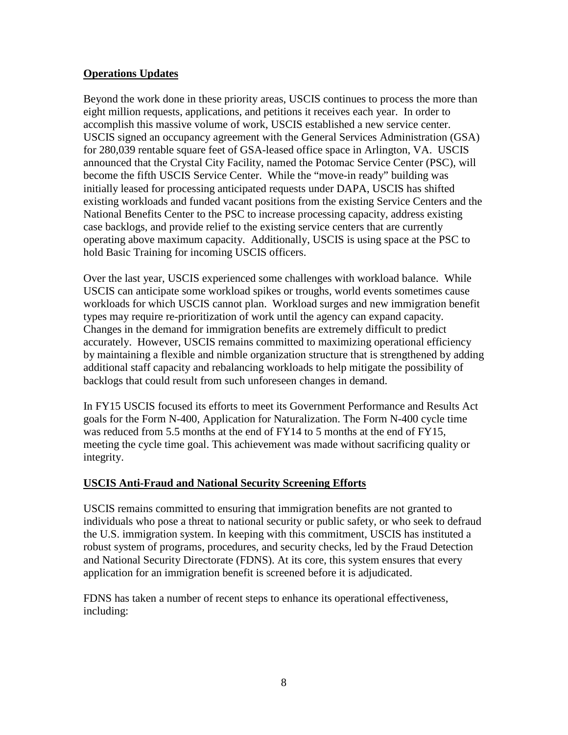**Operations Updates**

Beyond the work done in these priority areas, USCIS continues to process the more than eight million requests, applications, and petitions it receives each year. In order to accomplish this massive volume of work, USCIS established a new service center. USCIS signed an occupancy agreement with the General Services Administration (GSA) for 280,039 rentable square feet of GSA-leased office space in Arlington, VA. USCIS announced that the Crystal City Facility, named the Potomac Service Center (PSC), will become the fifth USCIS Service Center. While the "move-in ready" building was initially leased for processing anticipated requests under DAPA, USCIS has shifted existing workloads and funded vacant positions from the existing Service Centers and the National Benefits Center to the PSC to increase processing capacity, address existing case backlogs, and provide relief to the existing service centers that are currently operating above maximum capacity. Additionally, USCIS is using space at the PSC to hold Basic Training for incoming USCIS officers.

Over the last year, USCIS experienced some challenges with workload balance. While USCIS can anticipate some workload spikes or troughs, world events sometimes cause workloads for which USCIS cannot plan. Workload surges and new immigration benefit types may require re-prioritization of work until the agency can expand capacity. Changes in the demand for immigration benefits are extremely difficult to predict accurately. However, USCIS remains committed to maximizing operational efficiency by maintaining a flexible and nimble organization structure that is strengthened by adding additional staff capacity and rebalancing workloads to help mitigate the possibility of backlogs that could result from such unforeseen changes in demand.

In FY15 USCIS focused its efforts to meet its Government Performance and Results Act goals for the Form N-400, Application for Naturalization. The Form N-400 cycle time was reduced from 5.5 months at the end of FY14 to 5 months at the end of FY15, meeting the cycle time goal. This achievement was made without sacrificing quality or integrity.

**USCIS Anti-Fraud and National Security Screening Efforts**

USCIS remains committed to ensuring that immigration benefits are not granted to individuals who pose a threat to national security or public safety, or who seek to defraud the U.S. immigration system. In keeping with this commitment, USCIS has instituted a robust system of programs, procedures, and security checks, led by the Fraud Detection and National Security Directorate (FDNS). At its core, this system ensures that every application for an immigration benefit is screened before it is adjudicated.

FDNS has taken a number of recent steps to enhance its operational effectiveness, including: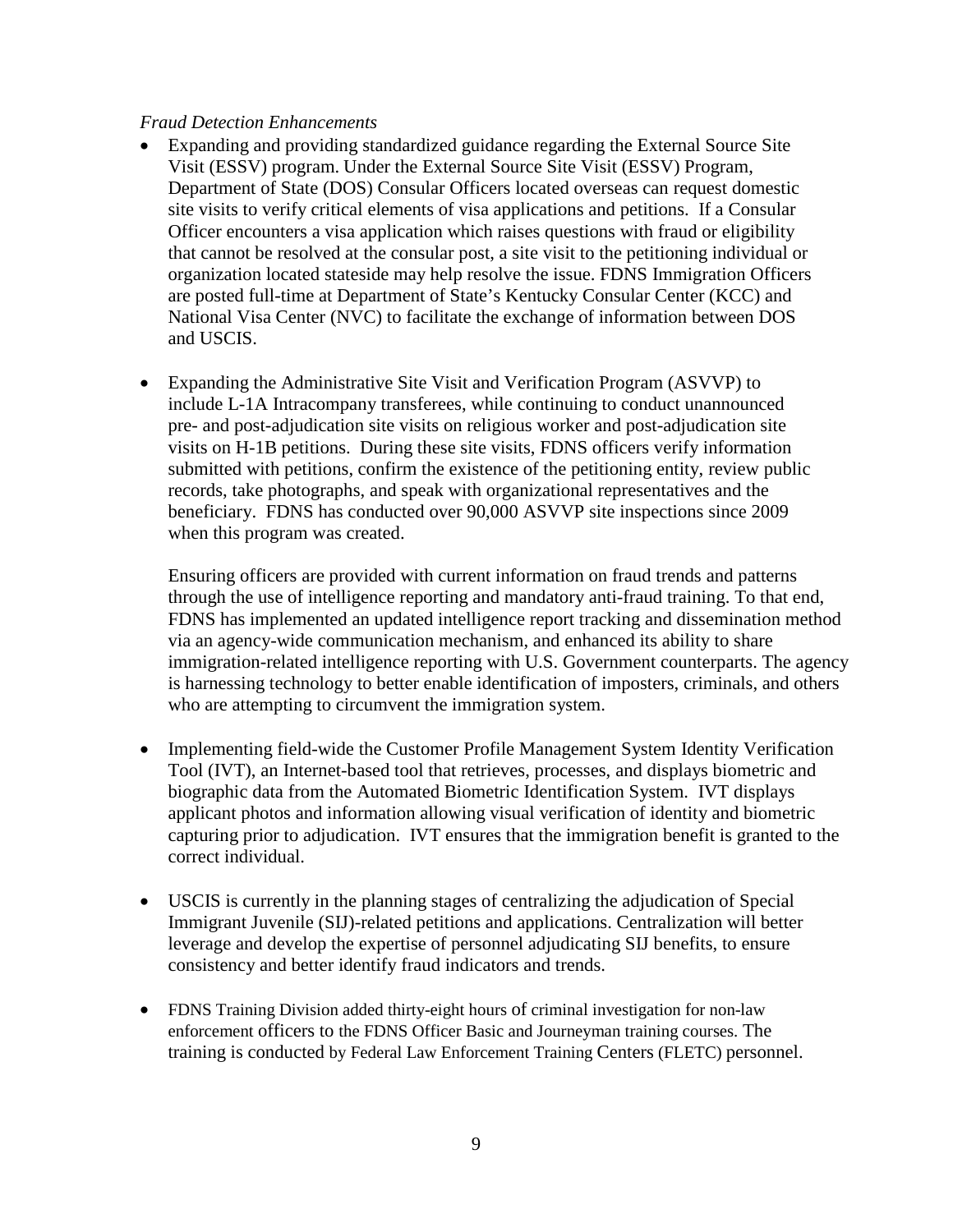*Fraud Detection Enhancements*

- Expanding and providing standardized guidance regarding the External Source Site Visit (ESSV) program. Under the External Source Site Visit (ESSV) Program, Department of State (DOS) Consular Officers located overseas can request domestic site visits to verify critical elements of visa applications and petitions. If a Consular Officer encounters a visa application which raises questions with fraud or eligibility that cannot be resolved at the consular post, a site visit to the petitioning individual or organization located stateside may help resolve the issue. FDNS Immigration Officers are posted full-time at Department of State's Kentucky Consular Center (KCC) and National Visa Center (NVC) to facilitate the exchange of information between DOS and USCIS.

- Expanding the Administrative Site Visit and Verification Program (ASVVP) to include L-1A Intracompany transferees, while continuing to conduct unannounced pre- and post-adjudication site visits on religious worker and post-adjudication site visits on H-1B petitions. During these site visits, FDNS officers verify information submitted with petitions, confirm the existence of the petitioning entity, review public records, take photographs, and speak with organizational representatives and the beneficiary. FDNS has conducted over 90,000 ASVVP site inspections since 2009 when this program was created.

  Ensuring officers are provided with current information on fraud trends and patterns through the use of intelligence reporting and mandatory anti-fraud training. To that end, FDNS has implemented an updated intelligence report tracking and dissemination method via an agency-wide communication mechanism, and enhanced its ability to share immigration-related intelligence reporting with U.S. Government counterparts. The agency is harnessing technology to better enable identification of imposters, criminals, and others who are attempting to circumvent the immigration system.

- Implementing field-wide the Customer Profile Management System Identity Verification Tool (IVT), an Internet-based tool that retrieves, processes, and displays biometric and biographic data from the Automated Biometric Identification System. IVT displays applicant photos and information allowing visual verification of identity and biometric capturing prior to adjudication. IVT ensures that the immigration benefit is granted to the correct individual.

- USCIS is currently in the planning stages of centralizing the adjudication of Special Immigrant Juvenile (SIJ)-related petitions and applications. Centralization will better leverage and develop the expertise of personnel adjudicating SIJ benefits, to ensure consistency and better identify fraud indicators and trends.

- FDNS Training Division added thirty-eight hours of criminal investigation for non-law enforcement officers to the FDNS Officer Basic and Journeyman training courses. The training is conducted by Federal Law Enforcement Training Centers (FLETC) personnel.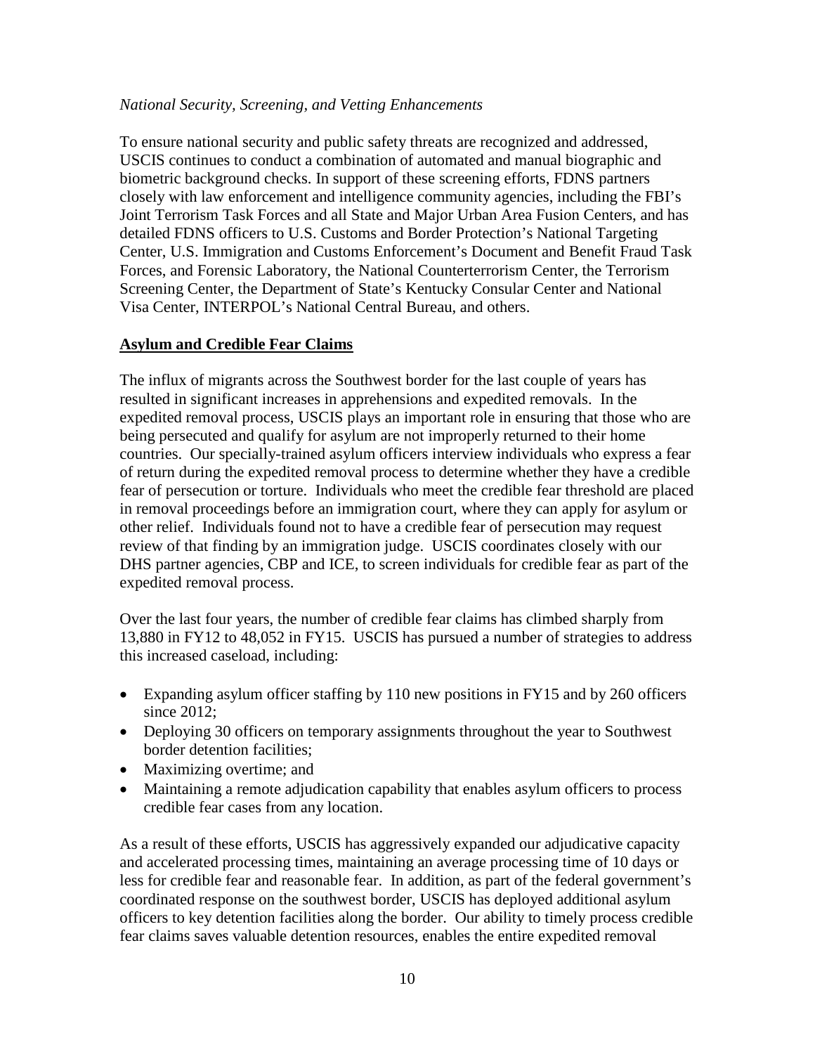*National Security, Screening, and Vetting Enhancements*

To ensure national security and public safety threats are recognized and addressed, USCIS continues to conduct a combination of automated and manual biographic and biometric background checks. In support of these screening efforts, FDNS partners closely with law enforcement and intelligence community agencies, including the FBI's Joint Terrorism Task Forces and all State and Major Urban Area Fusion Centers, and has detailed FDNS officers to U.S. Customs and Border Protection's National Targeting Center, U.S. Immigration and Customs Enforcement's Document and Benefit Fraud Task Forces, and Forensic Laboratory, the National Counterterrorism Center, the Terrorism Screening Center, the Department of State's Kentucky Consular Center and National Visa Center, INTERPOL's National Central Bureau, and others.

**Asylum and Credible Fear Claims**

The influx of migrants across the Southwest border for the last couple of years has resulted in significant increases in apprehensions and expedited removals. In the expedited removal process, USCIS plays an important role in ensuring that those who are being persecuted and qualify for asylum are not improperly returned to their home countries. Our specially-trained asylum officers interview individuals who express a fear of return during the expedited removal process to determine whether they have a credible fear of persecution or torture. Individuals who meet the credible fear threshold are placed in removal proceedings before an immigration court, where they can apply for asylum or other relief. Individuals found not to have a credible fear of persecution may request review of that finding by an immigration judge. USCIS coordinates closely with our DHS partner agencies, CBP and ICE, to screen individuals for credible fear as part of the expedited removal process.

Over the last four years, the number of credible fear claims has climbed sharply from 13,880 in FY12 to 48,052 in FY15. USCIS has pursued a number of strategies to address this increased caseload, including:

- Expanding asylum officer staffing by 110 new positions in FY15 and by 260 officers since 2012;
- Deploying 30 officers on temporary assignments throughout the year to Southwest border detention facilities;
- Maximizing overtime; and
- Maintaining a remote adjudication capability that enables asylum officers to process credible fear cases from any location.

As a result of these efforts, USCIS has aggressively expanded our adjudicative capacity and accelerated processing times, maintaining an average processing time of 10 days or less for credible fear and reasonable fear. In addition, as part of the federal government's coordinated response on the southwest border, USCIS has deployed additional asylum officers to key detention facilities along the border. Our ability to timely process credible fear claims saves valuable detention resources, enables the entire expedited removal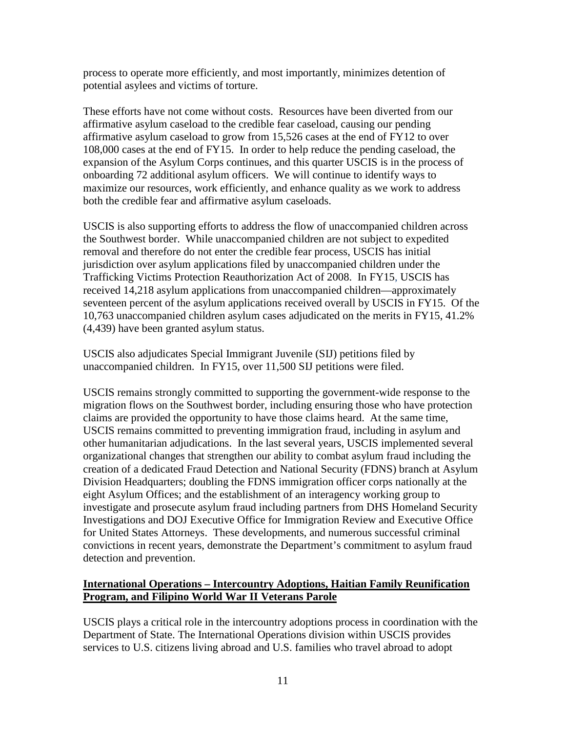process to operate more efficiently, and most importantly, minimizes detention of potential asylees and victims of torture.

These efforts have not come without costs. Resources have been diverted from our affirmative asylum caseload to the credible fear caseload, causing our pending affirmative asylum caseload to grow from 15,526 cases at the end of FY12 to over 108,000 cases at the end of FY15. In order to help reduce the pending caseload, the expansion of the Asylum Corps continues, and this quarter USCIS is in the process of onboarding 72 additional asylum officers. We will continue to identify ways to maximize our resources, work efficiently, and enhance quality as we work to address both the credible fear and affirmative asylum caseloads.

USCIS is also supporting efforts to address the flow of unaccompanied children across the Southwest border. While unaccompanied children are not subject to expedited removal and therefore do not enter the credible fear process, USCIS has initial jurisdiction over asylum applications filed by unaccompanied children under the Trafficking Victims Protection Reauthorization Act of 2008. In FY15, USCIS has received 14,218 asylum applications from unaccompanied children—approximately seventeen percent of the asylum applications received overall by USCIS in FY15. Of the 10,763 unaccompanied children asylum cases adjudicated on the merits in FY15, 41.2% (4,439) have been granted asylum status.

USCIS also adjudicates Special Immigrant Juvenile (SIJ) petitions filed by unaccompanied children. In FY15, over 11,500 SIJ petitions were filed.

USCIS remains strongly committed to supporting the government-wide response to the migration flows on the Southwest border, including ensuring those who have protection claims are provided the opportunity to have those claims heard. At the same time, USCIS remains committed to preventing immigration fraud, including in asylum and other humanitarian adjudications. In the last several years, USCIS implemented several organizational changes that strengthen our ability to combat asylum fraud including the creation of a dedicated Fraud Detection and National Security (FDNS) branch at Asylum Division Headquarters; doubling the FDNS immigration officer corps nationally at the eight Asylum Offices; and the establishment of an interagency working group to investigate and prosecute asylum fraud including partners from DHS Homeland Security Investigations and DOJ Executive Office for Immigration Review and Executive Office for United States Attorneys. These developments, and numerous successful criminal convictions in recent years, demonstrate the Department's commitment to asylum fraud detection and prevention.

**International Operations – Intercountry Adoptions, Haitian Family Reunification Program, and Filipino World War II Veterans Parole**

USCIS plays a critical role in the intercountry adoptions process in coordination with the Department of State. The International Operations division within USCIS provides services to U.S. citizens living abroad and U.S. families who travel abroad to adopt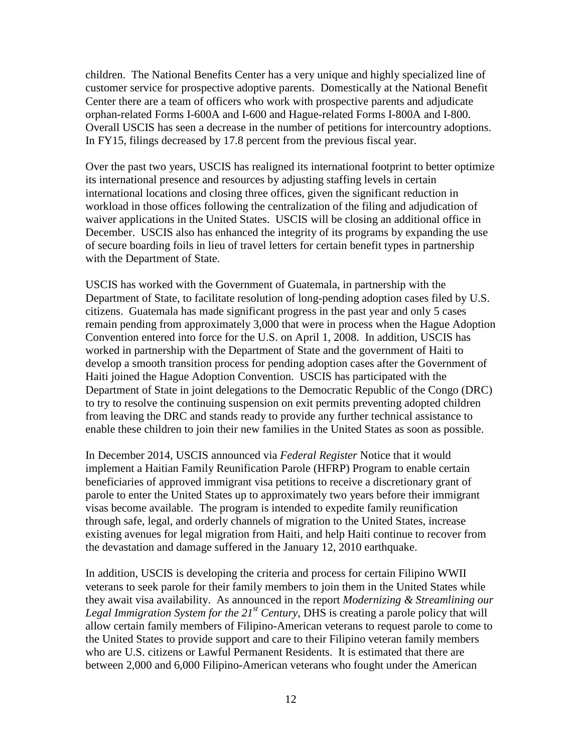children. The National Benefits Center has a very unique and highly specialized line of customer service for prospective adoptive parents. Domestically at the National Benefit Center there are a team of officers who work with prospective parents and adjudicate orphan-related Forms I-600A and I-600 and Hague-related Forms I-800A and I-800. Overall USCIS has seen a decrease in the number of petitions for intercountry adoptions. In FY15, filings decreased by 17.8 percent from the previous fiscal year.

Over the past two years, USCIS has realigned its international footprint to better optimize its international presence and resources by adjusting staffing levels in certain international locations and closing three offices, given the significant reduction in workload in those offices following the centralization of the filing and adjudication of waiver applications in the United States. USCIS will be closing an additional office in December. USCIS also has enhanced the integrity of its programs by expanding the use of secure boarding foils in lieu of travel letters for certain benefit types in partnership with the Department of State.

USCIS has worked with the Government of Guatemala, in partnership with the Department of State, to facilitate resolution of long-pending adoption cases filed by U.S. citizens. Guatemala has made significant progress in the past year and only 5 cases remain pending from approximately 3,000 that were in process when the Hague Adoption Convention entered into force for the U.S. on April 1, 2008. In addition, USCIS has worked in partnership with the Department of State and the government of Haiti to develop a smooth transition process for pending adoption cases after the Government of Haiti joined the Hague Adoption Convention. USCIS has participated with the Department of State in joint delegations to the Democratic Republic of the Congo (DRC) to try to resolve the continuing suspension on exit permits preventing adopted children from leaving the DRC and stands ready to provide any further technical assistance to enable these children to join their new families in the United States as soon as possible.

In December 2014, USCIS announced via *Federal Register* Notice that it would implement a Haitian Family Reunification Parole (HFRP) Program to enable certain beneficiaries of approved immigrant visa petitions to receive a discretionary grant of parole to enter the United States up to approximately two years before their immigrant visas become available. The program is intended to expedite family reunification through safe, legal, and orderly channels of migration to the United States, increase existing avenues for legal migration from Haiti, and help Haiti continue to recover from the devastation and damage suffered in the January 12, 2010 earthquake.

In addition, USCIS is developing the criteria and process for certain Filipino WWII veterans to seek parole for their family members to join them in the United States while they await visa availability. As announced in the report *Modernizing & Streamlining our Legal Immigration System for the 21st Century*, DHS is creating a parole policy that will allow certain family members of Filipino-American veterans to request parole to come to the United States to provide support and care to their Filipino veteran family members who are U.S. citizens or Lawful Permanent Residents. It is estimated that there are between 2,000 and 6,000 Filipino-American veterans who fought under the American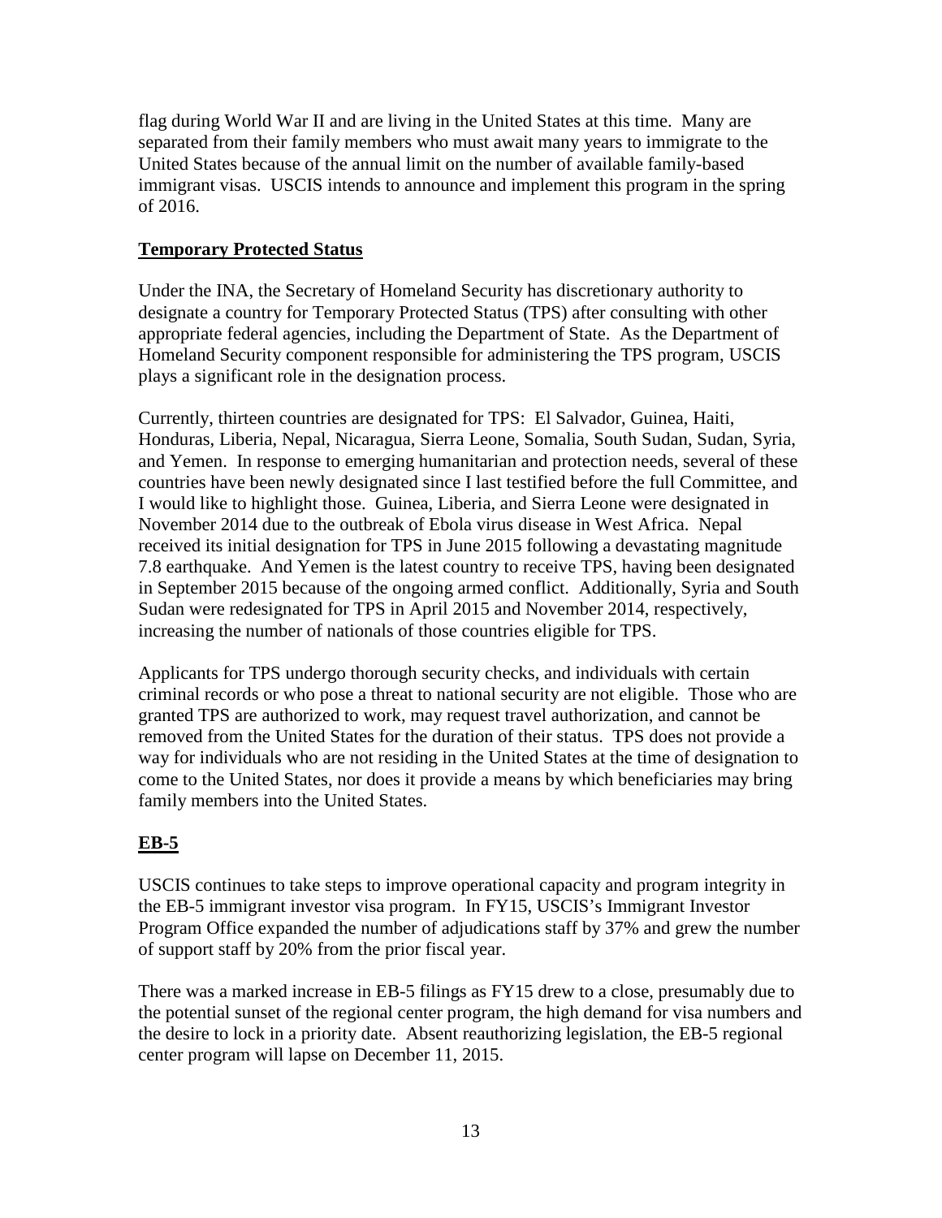flag during World War II and are living in the United States at this time. Many are separated from their family members who must await many years to immigrate to the United States because of the annual limit on the number of available family-based immigrant visas. USCIS intends to announce and implement this program in the spring of 2016.

## Temporary Protected Status

Under the INA, the Secretary of Homeland Security has discretionary authority to designate a country for Temporary Protected Status (TPS) after consulting with other appropriate federal agencies, including the Department of State. As the Department of Homeland Security component responsible for administering the TPS program, USCIS plays a significant role in the designation process.

Currently, thirteen countries are designated for TPS: El Salvador, Guinea, Haiti, Honduras, Liberia, Nepal, Nicaragua, Sierra Leone, Somalia, South Sudan, Sudan, Syria, and Yemen. In response to emerging humanitarian and protection needs, several of these countries have been newly designated since I last testified before the full Committee, and I would like to highlight those. Guinea, Liberia, and Sierra Leone were designated in November 2014 due to the outbreak of Ebola virus disease in West Africa. Nepal received its initial designation for TPS in June 2015 following a devastating magnitude 7.8 earthquake. And Yemen is the latest country to receive TPS, having been designated in September 2015 because of the ongoing armed conflict. Additionally, Syria and South Sudan were redesignated for TPS in April 2015 and November 2014, respectively, increasing the number of nationals of those countries eligible for TPS.

Applicants for TPS undergo thorough security checks, and individuals with certain criminal records or who pose a threat to national security are not eligible. Those who are granted TPS are authorized to work, may request travel authorization, and cannot be removed from the United States for the duration of their status. TPS does not provide a way for individuals who are not residing in the United States at the time of designation to come to the United States, nor does it provide a means by which beneficiaries may bring family members into the United States.

## EB-5

USCIS continues to take steps to improve operational capacity and program integrity in the EB-5 immigrant investor visa program. In FY15, USCIS's Immigrant Investor Program Office expanded the number of adjudications staff by 37% and grew the number of support staff by 20% from the prior fiscal year.

There was a marked increase in EB-5 filings as FY15 drew to a close, presumably due to the potential sunset of the regional center program, the high demand for visa numbers and the desire to lock in a priority date. Absent reauthorizing legislation, the EB-5 regional center program will lapse on December 11, 2015.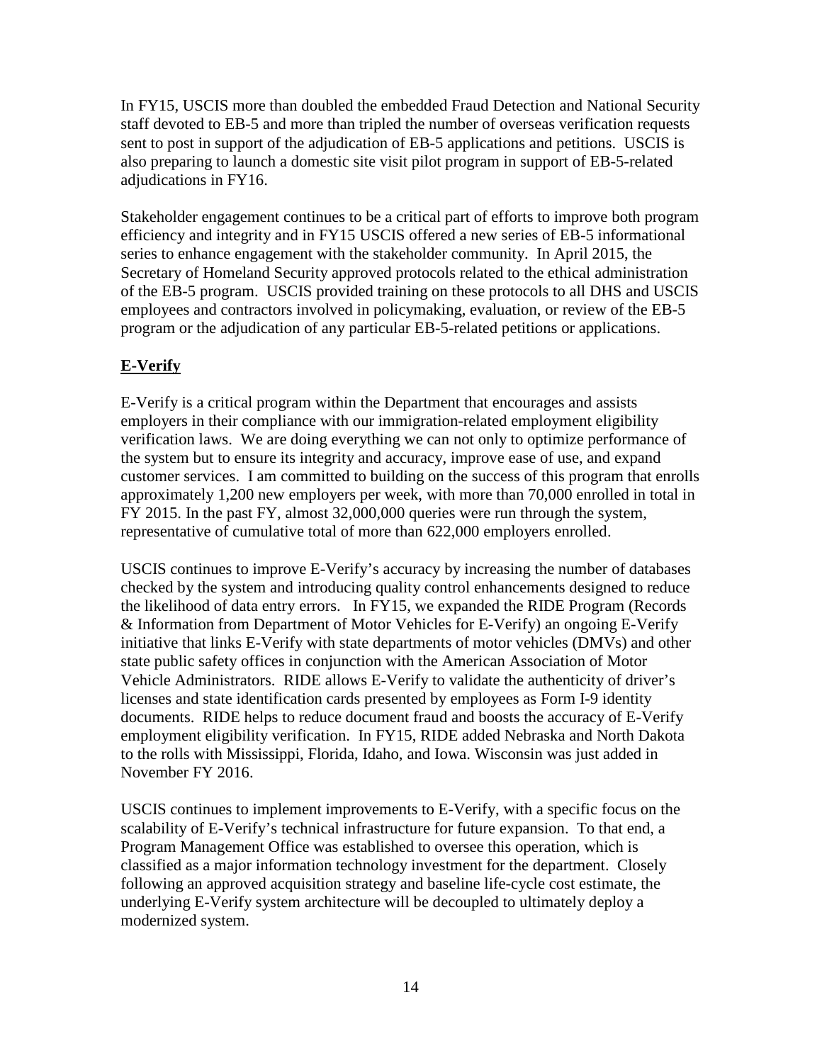In FY15, USCIS more than doubled the embedded Fraud Detection and National Security staff devoted to EB-5 and more than tripled the number of overseas verification requests sent to post in support of the adjudication of EB-5 applications and petitions. USCIS is also preparing to launch a domestic site visit pilot program in support of EB-5-related adjudications in FY16.

Stakeholder engagement continues to be a critical part of efforts to improve both program efficiency and integrity and in FY15 USCIS offered a new series of EB-5 informational series to enhance engagement with the stakeholder community. In April 2015, the Secretary of Homeland Security approved protocols related to the ethical administration of the EB-5 program. USCIS provided training on these protocols to all DHS and USCIS employees and contractors involved in policymaking, evaluation, or review of the EB-5 program or the adjudication of any particular EB-5-related petitions or applications.

## E-Verify

E-Verify is a critical program within the Department that encourages and assists employers in their compliance with our immigration-related employment eligibility verification laws. We are doing everything we can not only to optimize performance of the system but to ensure its integrity and accuracy, improve ease of use, and expand customer services. I am committed to building on the success of this program that enrolls approximately 1,200 new employers per week, with more than 70,000 enrolled in total in FY 2015. In the past FY, almost 32,000,000 queries were run through the system, representative of cumulative total of more than 622,000 employers enrolled.

USCIS continues to improve E-Verify's accuracy by increasing the number of databases checked by the system and introducing quality control enhancements designed to reduce the likelihood of data entry errors. In FY15, we expanded the RIDE Program (Records & Information from Department of Motor Vehicles for E-Verify) an ongoing E-Verify initiative that links E-Verify with state departments of motor vehicles (DMVs) and other state public safety offices in conjunction with the American Association of Motor Vehicle Administrators. RIDE allows E-Verify to validate the authenticity of driver's licenses and state identification cards presented by employees as Form I-9 identity documents. RIDE helps to reduce document fraud and boosts the accuracy of E-Verify employment eligibility verification. In FY15, RIDE added Nebraska and North Dakota to the rolls with Mississippi, Florida, Idaho, and Iowa. Wisconsin was just added in November FY 2016.

USCIS continues to implement improvements to E-Verify, with a specific focus on the scalability of E-Verify's technical infrastructure for future expansion. To that end, a Program Management Office was established to oversee this operation, which is classified as a major information technology investment for the department. Closely following an approved acquisition strategy and baseline life-cycle cost estimate, the underlying E-Verify system architecture will be decoupled to ultimately deploy a modernized system.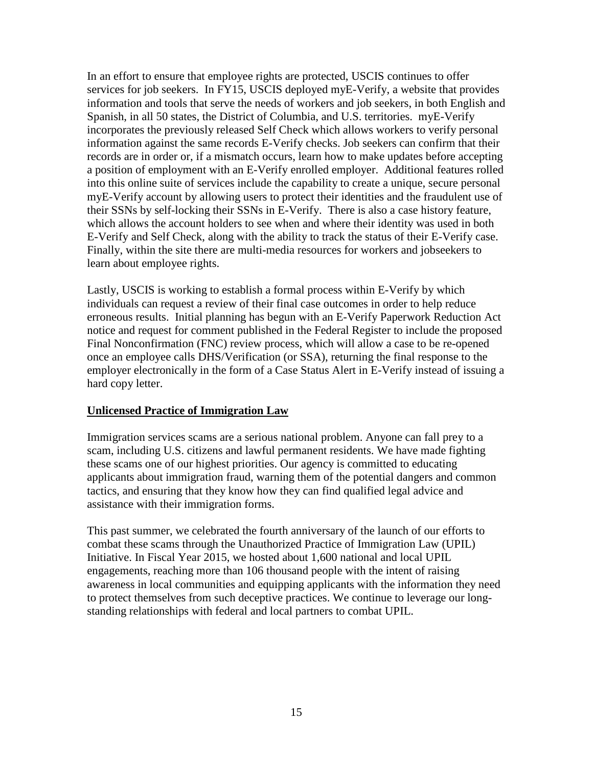In an effort to ensure that employee rights are protected, USCIS continues to offer services for job seekers. In FY15, USCIS deployed myE-Verify, a website that provides information and tools that serve the needs of workers and job seekers, in both English and Spanish, in all 50 states, the District of Columbia, and U.S. territories. myE-Verify incorporates the previously released Self Check which allows workers to verify personal information against the same records E-Verify checks. Job seekers can confirm that their records are in order or, if a mismatch occurs, learn how to make updates before accepting a position of employment with an E-Verify enrolled employer. Additional features rolled into this online suite of services include the capability to create a unique, secure personal myE-Verify account by allowing users to protect their identities and the fraudulent use of their SSNs by self-locking their SSNs in E-Verify. There is also a case history feature, which allows the account holders to see when and where their identity was used in both E-Verify and Self Check, along with the ability to track the status of their E-Verify case. Finally, within the site there are multi-media resources for workers and jobseekers to learn about employee rights.

Lastly, USCIS is working to establish a formal process within E-Verify by which individuals can request a review of their final case outcomes in order to help reduce erroneous results. Initial planning has begun with an E-Verify Paperwork Reduction Act notice and request for comment published in the Federal Register to include the proposed Final Nonconfirmation (FNC) review process, which will allow a case to be re-opened once an employee calls DHS/Verification (or SSA), returning the final response to the employer electronically in the form of a Case Status Alert in E-Verify instead of issuing a hard copy letter.

**Unlicensed Practice of Immigration Law**

Immigration services scams are a serious national problem. Anyone can fall prey to a scam, including U.S. citizens and lawful permanent residents. We have made fighting these scams one of our highest priorities. Our agency is committed to educating applicants about immigration fraud, warning them of the potential dangers and common tactics, and ensuring that they know how they can find qualified legal advice and assistance with their immigration forms.

This past summer, we celebrated the fourth anniversary of the launch of our efforts to combat these scams through the Unauthorized Practice of Immigration Law (UPIL) Initiative. In Fiscal Year 2015, we hosted about 1,600 national and local UPIL engagements, reaching more than 106 thousand people with the intent of raising awareness in local communities and equipping applicants with the information they need to protect themselves from such deceptive practices. We continue to leverage our long-standing relationships with federal and local partners to combat UPIL.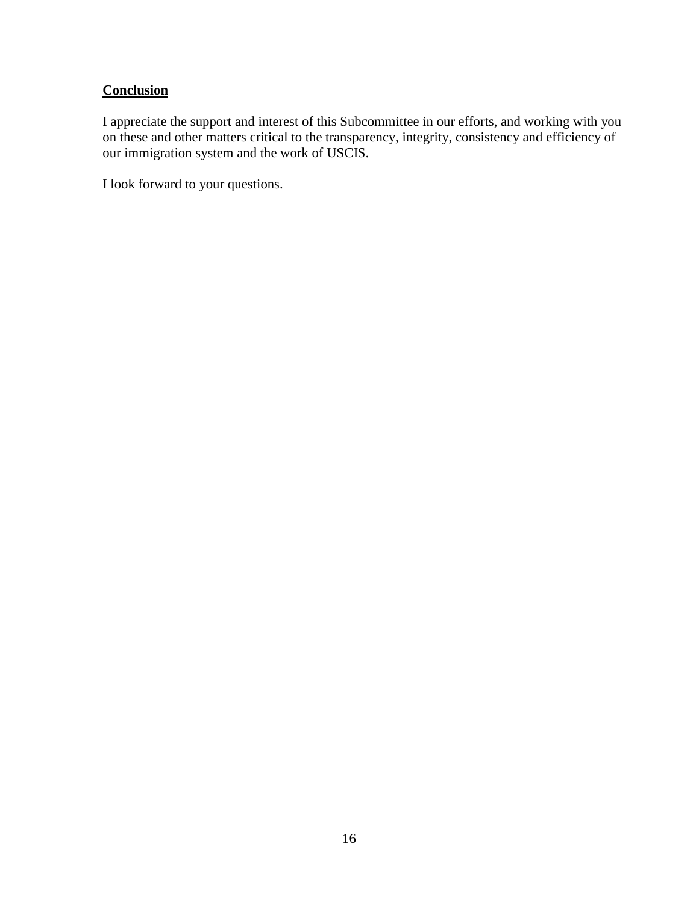## **Conclusion**

I appreciate the support and interest of this Subcommittee in our efforts, and working with you on these and other matters critical to the transparency, integrity, consistency and efficiency of our immigration system and the work of USCIS.

I look forward to your questions.